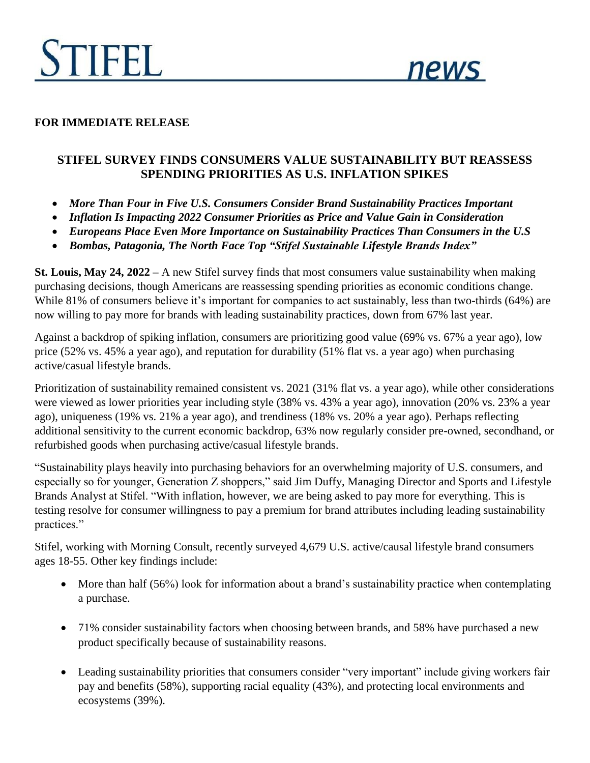# STIFEL news

**FOR IMMEDIATE RELEASE**

## STIFEL SURVEY FINDS CONSUMERS VALUE SUSTAINABILITY BUT REASSESS SPENDING PRIORITIES AS U.S. INFLATION SPIKES

- ***More Than Four in Five U.S. Consumers Consider Brand Sustainability Practices Important***
- ***Inflation Is Impacting 2022 Consumer Priorities as Price and Value Gain in Consideration***
- ***Europeans Place Even More Importance on Sustainability Practices Than Consumers in the U.S***
- ***Bombas, Patagonia, The North Face Top "Stifel Sustainable Lifestyle Brands Index"***

**St. Louis, May 24, 2022 –** A new Stifel survey finds that most consumers value sustainability when making purchasing decisions, though Americans are reassessing spending priorities as economic conditions change. While 81% of consumers believe it's important for companies to act sustainably, less than two-thirds (64%) are now willing to pay more for brands with leading sustainability practices, down from 67% last year.

Against a backdrop of spiking inflation, consumers are prioritizing good value (69% vs. 67% a year ago), low price (52% vs. 45% a year ago), and reputation for durability (51% flat vs. a year ago) when purchasing active/casual lifestyle brands.

Prioritization of sustainability remained consistent vs. 2021 (31% flat vs. a year ago), while other considerations were viewed as lower priorities year including style (38% vs. 43% a year ago), innovation (20% vs. 23% a year ago), uniqueness (19% vs. 21% a year ago), and trendiness (18% vs. 20% a year ago). Perhaps reflecting additional sensitivity to the current economic backdrop, 63% now regularly consider pre-owned, secondhand, or refurbished goods when purchasing active/casual lifestyle brands.

"Sustainability plays heavily into purchasing behaviors for an overwhelming majority of U.S. consumers, and especially so for younger, Generation Z shoppers," said Jim Duffy, Managing Director and Sports and Lifestyle Brands Analyst at Stifel. "With inflation, however, we are being asked to pay more for everything. This is testing resolve for consumer willingness to pay a premium for brand attributes including leading sustainability practices."

Stifel, working with Morning Consult, recently surveyed 4,679 U.S. active/causal lifestyle brand consumers ages 18-55. Other key findings include:

- More than half (56%) look for information about a brand's sustainability practice when contemplating a purchase.
- 71% consider sustainability factors when choosing between brands, and 58% have purchased a new product specifically because of sustainability reasons.
- Leading sustainability priorities that consumers consider "very important" include giving workers fair pay and benefits (58%), supporting racial equality (43%), and protecting local environments and ecosystems (39%).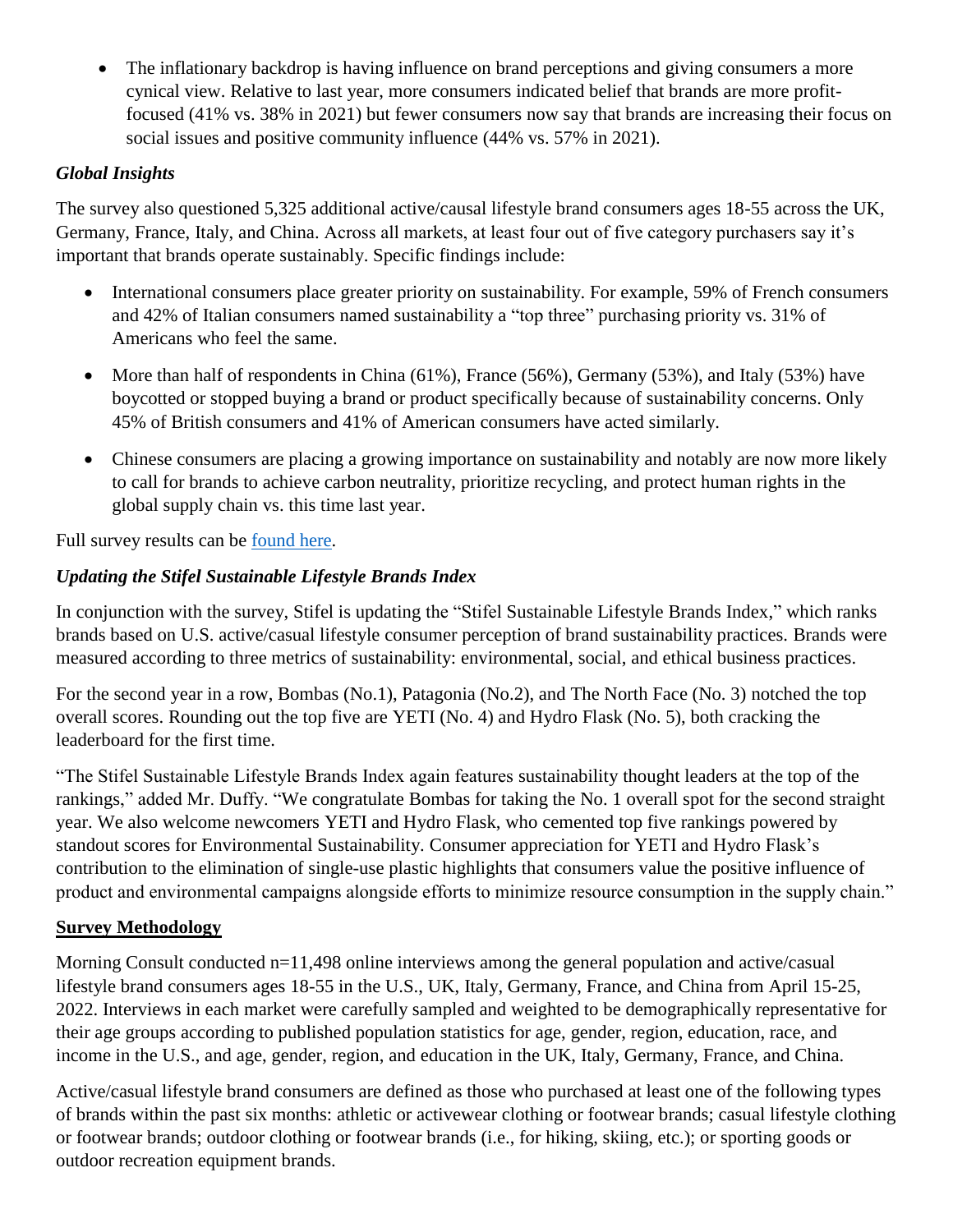- The inflationary backdrop is having influence on brand perceptions and giving consumers a more cynical view. Relative to last year, more consumers indicated belief that brands are more profit-focused (41% vs. 38% in 2021) but fewer consumers now say that brands are increasing their focus on social issues and positive community influence (44% vs. 57% in 2021).

### *Global Insights*

The survey also questioned 5,325 additional active/causal lifestyle brand consumers ages 18-55 across the UK, Germany, France, Italy, and China. Across all markets, at least four out of five category purchasers say it's important that brands operate sustainably. Specific findings include:

- International consumers place greater priority on sustainability. For example, 59% of French consumers and 42% of Italian consumers named sustainability a "top three" purchasing priority vs. 31% of Americans who feel the same.
- More than half of respondents in China (61%), France (56%), Germany (53%), and Italy (53%) have boycotted or stopped buying a brand or product specifically because of sustainability concerns. Only 45% of British consumers and 41% of American consumers have acted similarly.
- Chinese consumers are placing a growing importance on sustainability and notably are now more likely to call for brands to achieve carbon neutrality, prioritize recycling, and protect human rights in the global supply chain vs. this time last year.

Full survey results can be found here.

### *Updating the Stifel Sustainable Lifestyle Brands Index*

In conjunction with the survey, Stifel is updating the "Stifel Sustainable Lifestyle Brands Index," which ranks brands based on U.S. active/casual lifestyle consumer perception of brand sustainability practices. Brands were measured according to three metrics of sustainability: environmental, social, and ethical business practices.

For the second year in a row, Bombas (No.1), Patagonia (No.2), and The North Face (No. 3) notched the top overall scores. Rounding out the top five are YETI (No. 4) and Hydro Flask (No. 5), both cracking the leaderboard for the first time.

"The Stifel Sustainable Lifestyle Brands Index again features sustainability thought leaders at the top of the rankings," added Mr. Duffy. "We congratulate Bombas for taking the No. 1 overall spot for the second straight year. We also welcome newcomers YETI and Hydro Flask, who cemented top five rankings powered by standout scores for Environmental Sustainability. Consumer appreciation for YETI and Hydro Flask's contribution to the elimination of single-use plastic highlights that consumers value the positive influence of product and environmental campaigns alongside efforts to minimize resource consumption in the supply chain."

## **Survey Methodology**

Morning Consult conducted n=11,498 online interviews among the general population and active/casual lifestyle brand consumers ages 18-55 in the U.S., UK, Italy, Germany, France, and China from April 15-25, 2022. Interviews in each market were carefully sampled and weighted to be demographically representative for their age groups according to published population statistics for age, gender, region, education, race, and income in the U.S., and age, gender, region, and education in the UK, Italy, Germany, France, and China.

Active/casual lifestyle brand consumers are defined as those who purchased at least one of the following types of brands within the past six months: athletic or activewear clothing or footwear brands; casual lifestyle clothing or footwear brands; outdoor clothing or footwear brands (i.e., for hiking, skiing, etc.); or sporting goods or outdoor recreation equipment brands.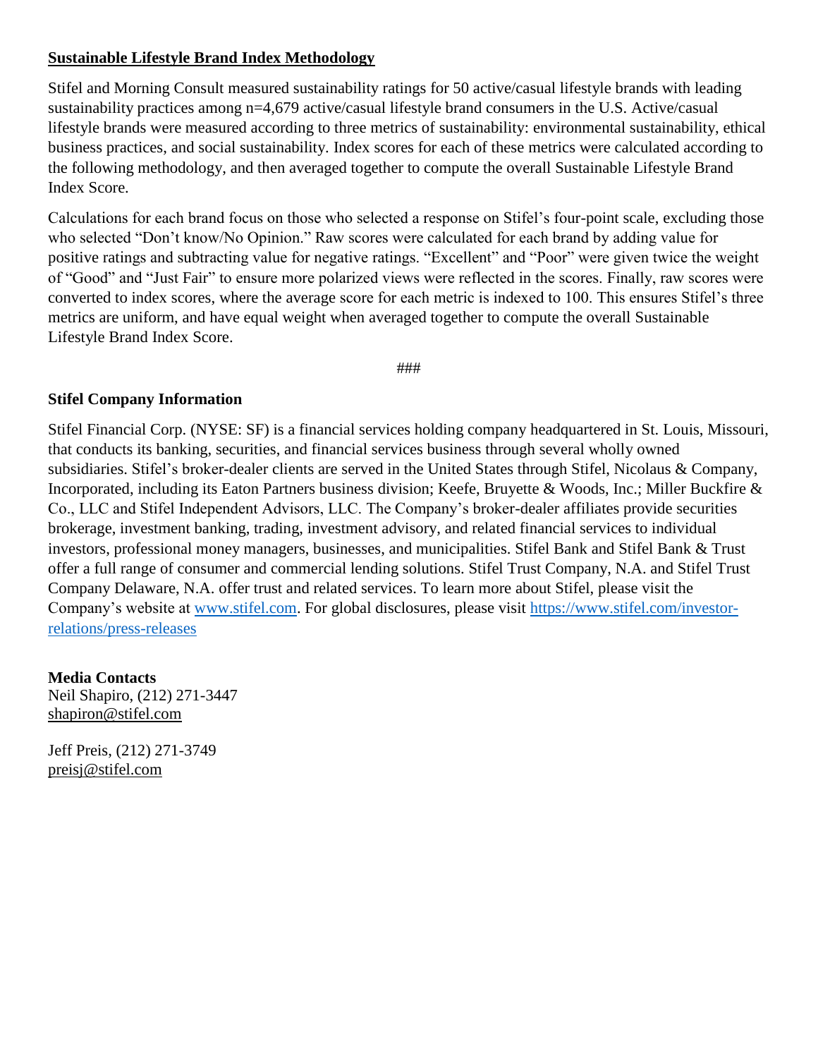## Sustainable Lifestyle Brand Index Methodology

Stifel and Morning Consult measured sustainability ratings for 50 active/casual lifestyle brands with leading sustainability practices among n=4,679 active/casual lifestyle brand consumers in the U.S. Active/casual lifestyle brands were measured according to three metrics of sustainability: environmental sustainability, ethical business practices, and social sustainability. Index scores for each of these metrics were calculated according to the following methodology, and then averaged together to compute the overall Sustainable Lifestyle Brand Index Score.

Calculations for each brand focus on those who selected a response on Stifel's four-point scale, excluding those who selected "Don't know/No Opinion." Raw scores were calculated for each brand by adding value for positive ratings and subtracting value for negative ratings. "Excellent" and "Poor" were given twice the weight of "Good" and "Just Fair" to ensure more polarized views were reflected in the scores. Finally, raw scores were converted to index scores, where the average score for each metric is indexed to 100. This ensures Stifel's three metrics are uniform, and have equal weight when averaged together to compute the overall Sustainable Lifestyle Brand Index Score.

###

**Stifel Company Information**

Stifel Financial Corp. (NYSE: SF) is a financial services holding company headquartered in St. Louis, Missouri, that conducts its banking, securities, and financial services business through several wholly owned subsidiaries. Stifel's broker-dealer clients are served in the United States through Stifel, Nicolaus & Company, Incorporated, including its Eaton Partners business division; Keefe, Bruyette & Woods, Inc.; Miller Buckfire & Co., LLC and Stifel Independent Advisors, LLC. The Company's broker-dealer affiliates provide securities brokerage, investment banking, trading, investment advisory, and related financial services to individual investors, professional money managers, businesses, and municipalities. Stifel Bank and Stifel Bank & Trust offer a full range of consumer and commercial lending solutions. Stifel Trust Company, N.A. and Stifel Trust Company Delaware, N.A. offer trust and related services. To learn more about Stifel, please visit the Company's website at www.stifel.com. For global disclosures, please visit https://www.stifel.com/investor-relations/press-releases

**Media Contacts**
Neil Shapiro, (212) 271-3447
shapiron@stifel.com

Jeff Preis, (212) 271-3749
preisj@stifel.com